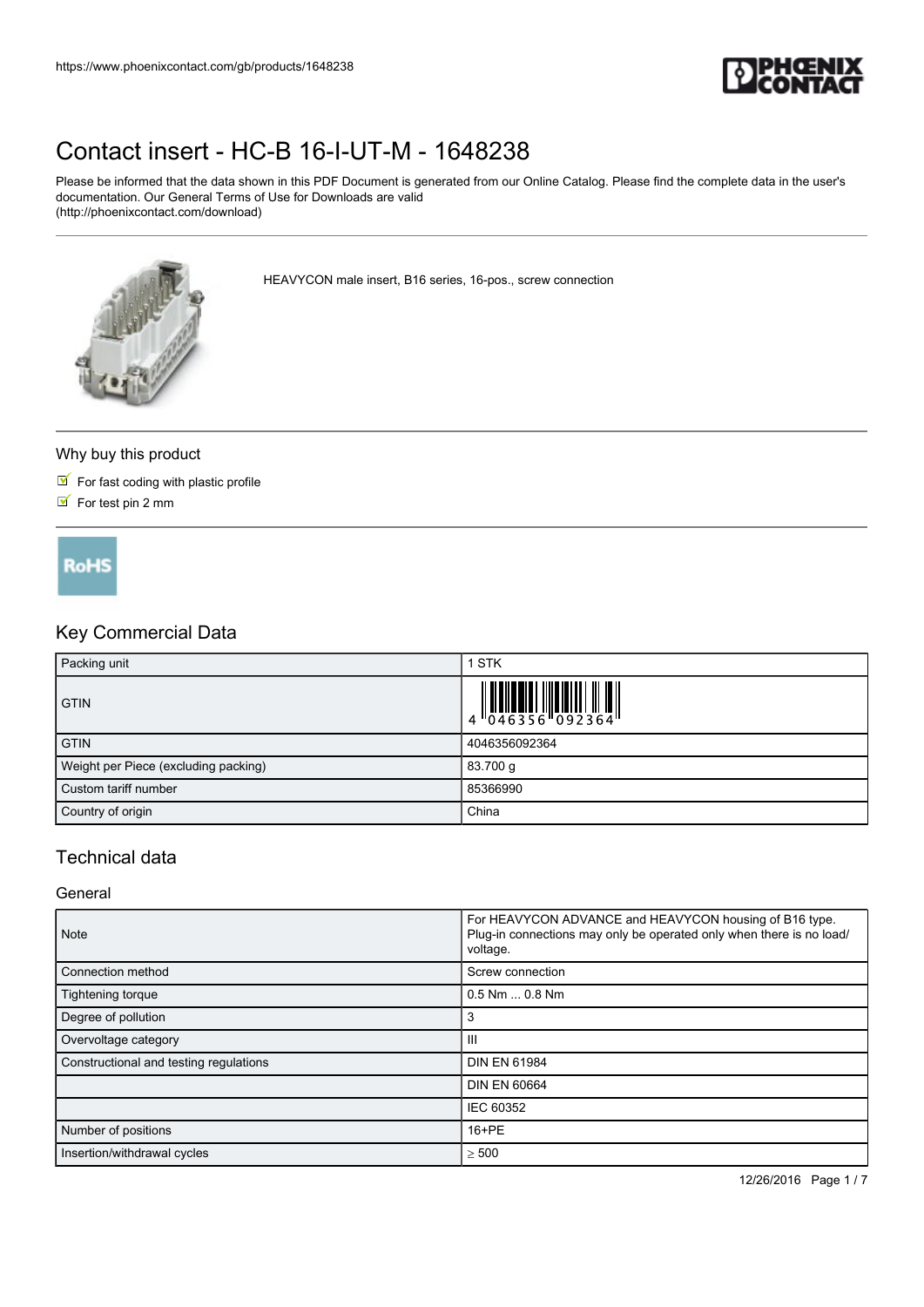https://www.phoenixcontact.com/gb/products/1648238

# Contact insert - HC-B 16-I-UT-M - 1648238

Please be informed that the data shown in this PDF Document is generated from our Online Catalog. Please find the complete data in the user's documentation. Our General Terms of Use for Downloads are valid (http://phoenixcontact.com/download)

HEAVYCON male insert, B16 series, 16-pos., screw connection

## Why buy this product

- For fast coding with plastic profile
- For test pin 2 mm

RoHS

## Key Commercial Data

| | |
|---|---|
| Packing unit | 1 STK |
| GTIN | 4 046356 092364 |
| GTIN | 4046356092364 |
| Weight per Piece (excluding packing) | 83.700 g |
| Custom tariff number | 85366990 |
| Country of origin | China |

## Technical data

### General

| | |
|---|---|
| Note | For HEAVYCON ADVANCE and HEAVYCON housing of B16 type. Plug-in connections may only be operated only when there is no load/ voltage. |
| Connection method | Screw connection |
| Tightening torque | 0.5 Nm ... 0.8 Nm |
| Degree of pollution | 3 |
| Overvoltage category | III |
| Constructional and testing regulations | DIN EN 61984 |
| | DIN EN 60664 |
| | IEC 60352 |
| Number of positions | 16+PE |
| Insertion/withdrawal cycles | ≥ 500 |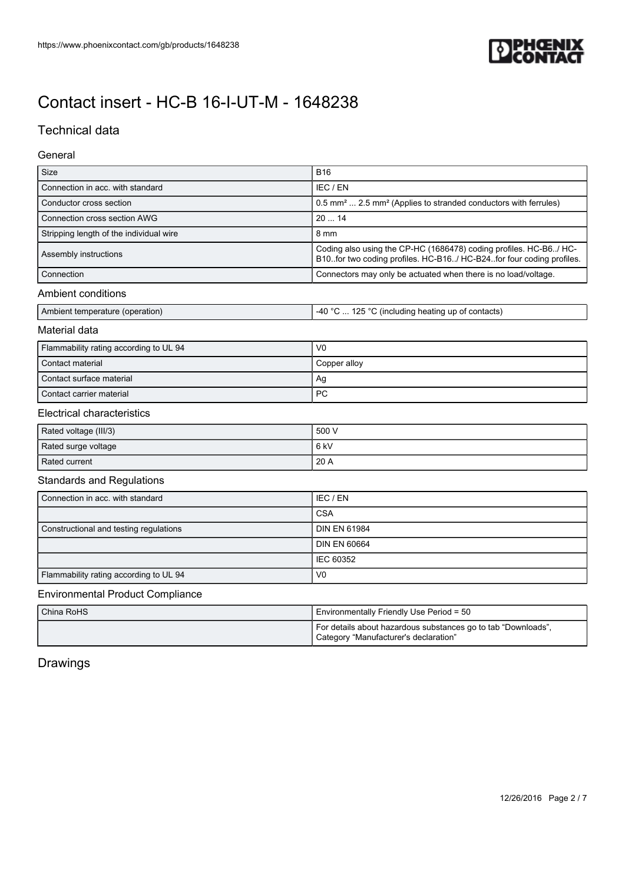# Contact insert - HC-B 16-I-UT-M - 1648238

## Technical data

### General

| | |
|---|---|
| Size | B16 |
| Connection in acc. with standard | IEC / EN |
| Conductor cross section | 0.5 mm² ... 2.5 mm² (Applies to stranded conductors with ferrules) |
| Connection cross section AWG | 20 ... 14 |
| Stripping length of the individual wire | 8 mm |
| Assembly instructions | Coding also using the CP-HC (1686478) coding profiles. HC-B6../ HC-B10..for two coding profiles. HC-B16../ HC-B24..for four coding profiles. |
| Connection | Connectors may only be actuated when there is no load/voltage. |

### Ambient conditions

| | |
|---|---|
| Ambient temperature (operation) | -40 °C ... 125 °C (including heating up of contacts) |

### Material data

| | |
|---|---|
| Flammability rating according to UL 94 | V0 |
| Contact material | Copper alloy |
| Contact surface material | Ag |
| Contact carrier material | PC |

### Electrical characteristics

| | |
|---|---|
| Rated voltage (III/3) | 500 V |
| Rated surge voltage | 6 kV |
| Rated current | 20 A |

### Standards and Regulations

| | |
|---|---|
| Connection in acc. with standard | IEC / EN |
| | CSA |
| Constructional and testing regulations | DIN EN 61984 |
| | DIN EN 60664 |
| | IEC 60352 |
| Flammability rating according to UL 94 | V0 |

### Environmental Product Compliance

| | |
|---|---|
| China RoHS | Environmentally Friendly Use Period = 50 |
| | For details about hazardous substances go to tab “Downloads”, Category “Manufacturer's declaration” |

## Drawings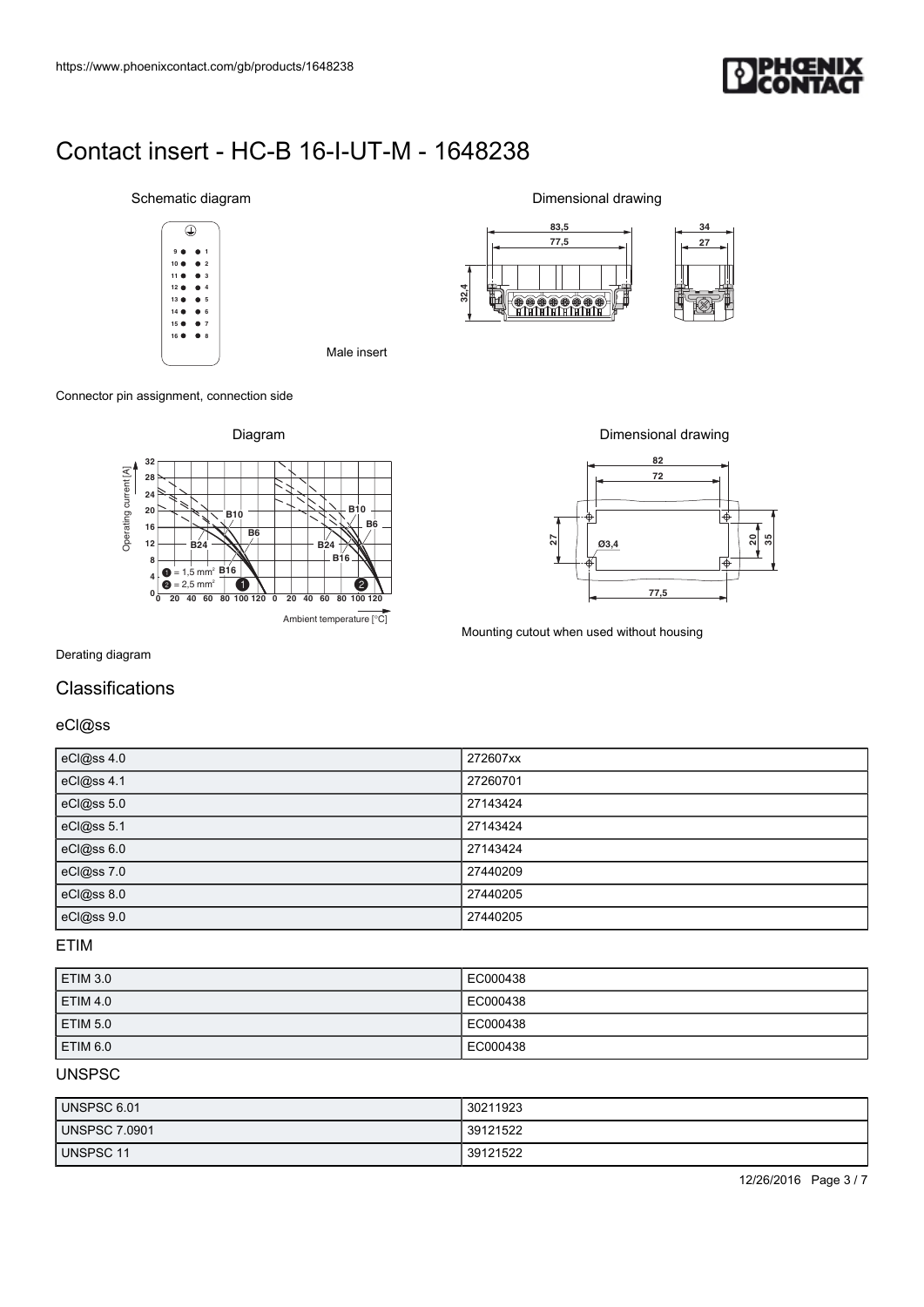# Contact insert - HC-B 16-I-UT-M - 1648238

Schematic diagram

Male insert

Connector pin assignment, connection side

Dimensional drawing

Diagram

Derating diagram

Dimensional drawing

Mounting cutout when used without housing

## Classifications

### eCl@ss

| eCl@ss 4.0 | 272607xx |
|---|---|
| eCl@ss 4.1 | 27260701 |
| eCl@ss 5.0 | 27143424 |
| eCl@ss 5.1 | 27143424 |
| eCl@ss 6.0 | 27143424 |
| eCl@ss 7.0 | 27440209 |
| eCl@ss 8.0 | 27440205 |
| eCl@ss 9.0 | 27440205 |

### ETIM

| ETIM 3.0 | EC000438 |
|---|---|
| ETIM 4.0 | EC000438 |
| ETIM 5.0 | EC000438 |
| ETIM 6.0 | EC000438 |

### UNSPSC

| UNSPSC 6.01 | 30211923 |
|---|---|
| UNSPSC 7.0901 | 39121522 |
| UNSPSC 11 | 39121522 |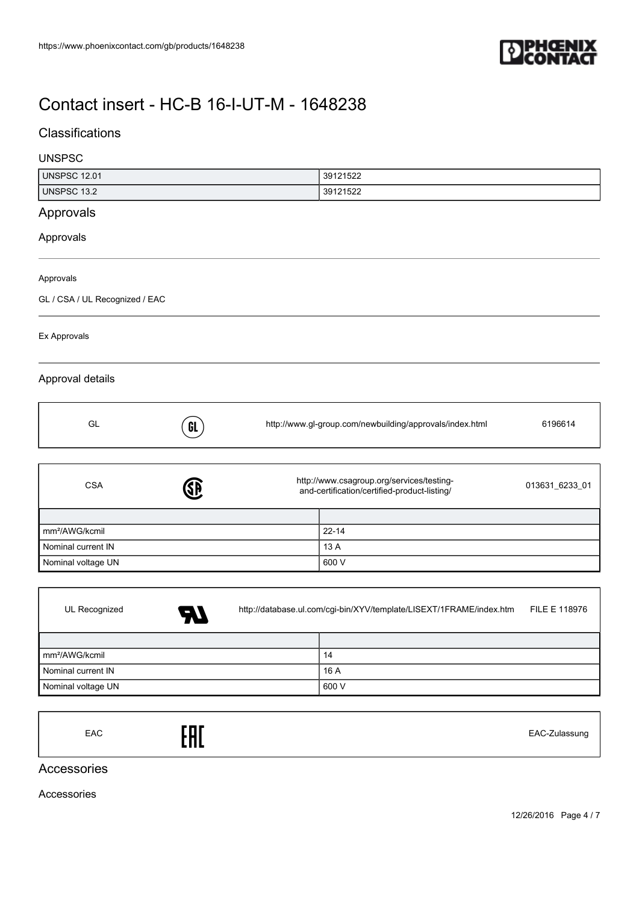# Contact insert - HC-B 16-I-UT-M - 1648238

## Classifications

### UNSPSC

| | |
|---|---|
| UNSPSC 12.01 | 39121522 |
| UNSPSC 13.2 | 39121522 |

## Approvals

### Approvals

Approvals

GL / CSA / UL Recognized / EAC

Ex Approvals

### Approval details

| GL | | http://www.gl-group.com/newbuilding/approvals/index.html | 6196614 |
|---|---|---|---|

| CSA | | http://www.csagroup.org/services/testing-and-certification/certified-product-listing/ | 013631_6233_01 |
|---|---|---|---|

| | |
|---|---|
| mm²/AWG/kcmil | 22-14 |
| Nominal current IN | 13 A |
| Nominal voltage UN | 600 V |

| UL Recognized | | http://database.ul.com/cgi-bin/XYV/template/LISEXT/1FRAME/index.htm | FILE E 118976 |
|---|---|---|---|

| | |
|---|---|
| mm²/AWG/kcmil | 14 |
| Nominal current IN | 16 A |
| Nominal voltage UN | 600 V |

| EAC | | | EAC-Zulassung |
|---|---|---|---|

## Accessories

### Accessories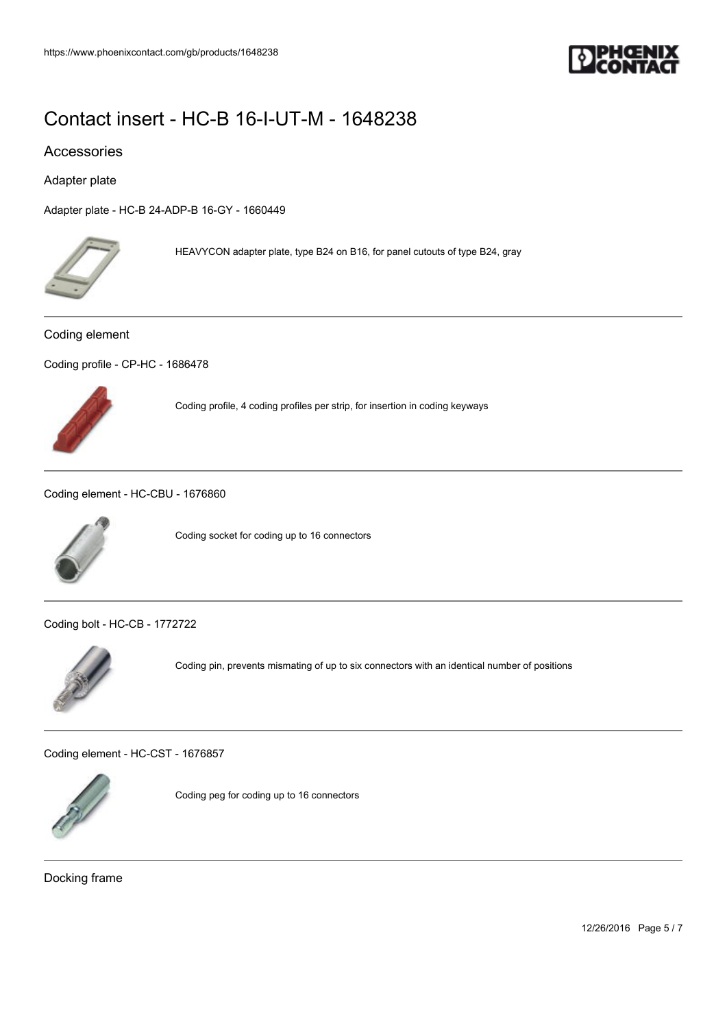# Contact insert - HC-B 16-I-UT-M - 1648238

## Accessories

### Adapter plate

Adapter plate - HC-B 24-ADP-B 16-GY - 1660449

HEAVYCON adapter plate, type B24 on B16, for panel cutouts of type B24, gray

---

### Coding element

Coding profile - CP-HC - 1686478

Coding profile, 4 coding profiles per strip, for insertion in coding keyways

---

Coding element - HC-CBU - 1676860

Coding socket for coding up to 16 connectors

---

Coding bolt - HC-CB - 1772722

Coding pin, prevents mismating of up to six connectors with an identical number of positions

---

Coding element - HC-CST - 1676857

Coding peg for coding up to 16 connectors

---

### Docking frame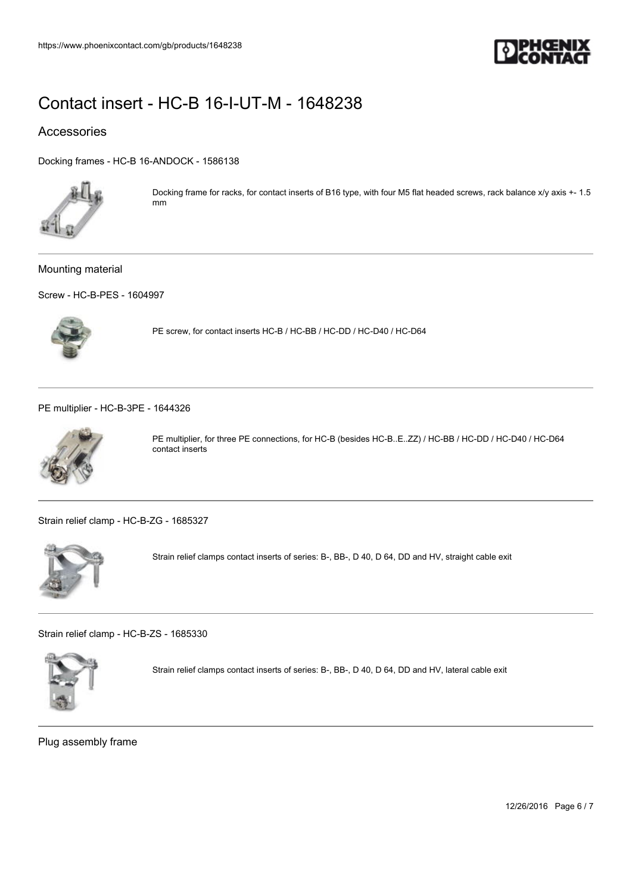# Contact insert - HC-B 16-I-UT-M - 1648238

## Accessories

Docking frames - HC-B 16-ANDOCK - 1586138

Docking frame for racks, for contact inserts of B16 type, with four M5 flat headed screws, rack balance x/y axis +- 1.5 mm

---

### Mounting material

Screw - HC-B-PES - 1604997

PE screw, for contact inserts HC-B / HC-BB / HC-DD / HC-D40 / HC-D64

---

PE multiplier - HC-B-3PE - 1644326

PE multiplier, for three PE connections, for HC-B (besides HC-B..E..ZZ) / HC-BB / HC-DD / HC-D40 / HC-D64 contact inserts

---

Strain relief clamp - HC-B-ZG - 1685327

Strain relief clamps contact inserts of series: B-, BB-, D 40, D 64, DD and HV, straight cable exit

---

Strain relief clamp - HC-B-ZS - 1685330

Strain relief clamps contact inserts of series: B-, BB-, D 40, D 64, DD and HV, lateral cable exit

---

### Plug assembly frame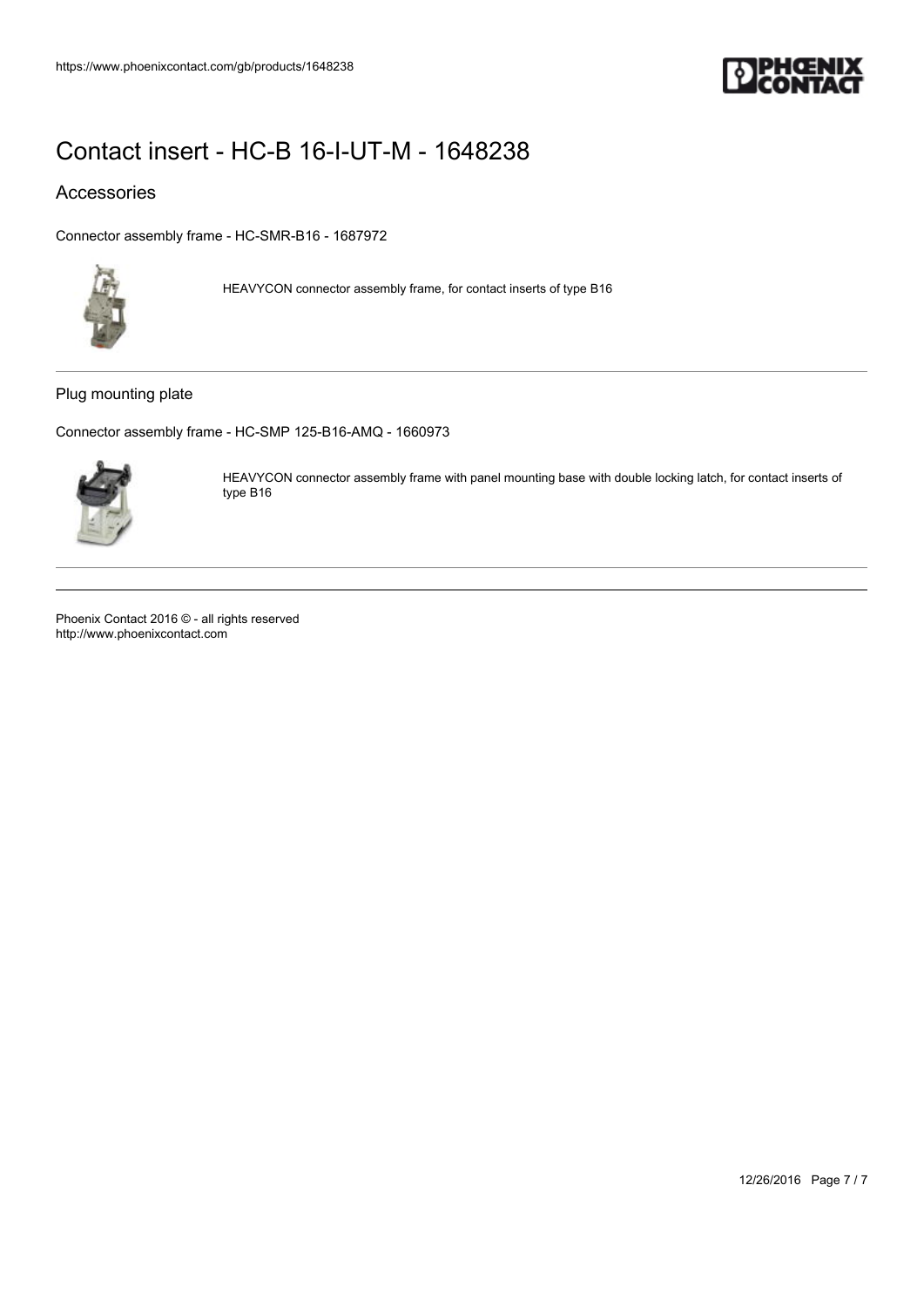# Contact insert - HC-B 16-I-UT-M - 1648238

## Accessories

Connector assembly frame - HC-SMR-B16 - 1687972

HEAVYCON connector assembly frame, for contact inserts of type B16

---

### Plug mounting plate

Connector assembly frame - HC-SMP 125-B16-AMQ - 1660973

HEAVYCON connector assembly frame with panel mounting base with double locking latch, for contact inserts of type B16

---

Phoenix Contact 2016 © - all rights reserved
http://www.phoenixcontact.com